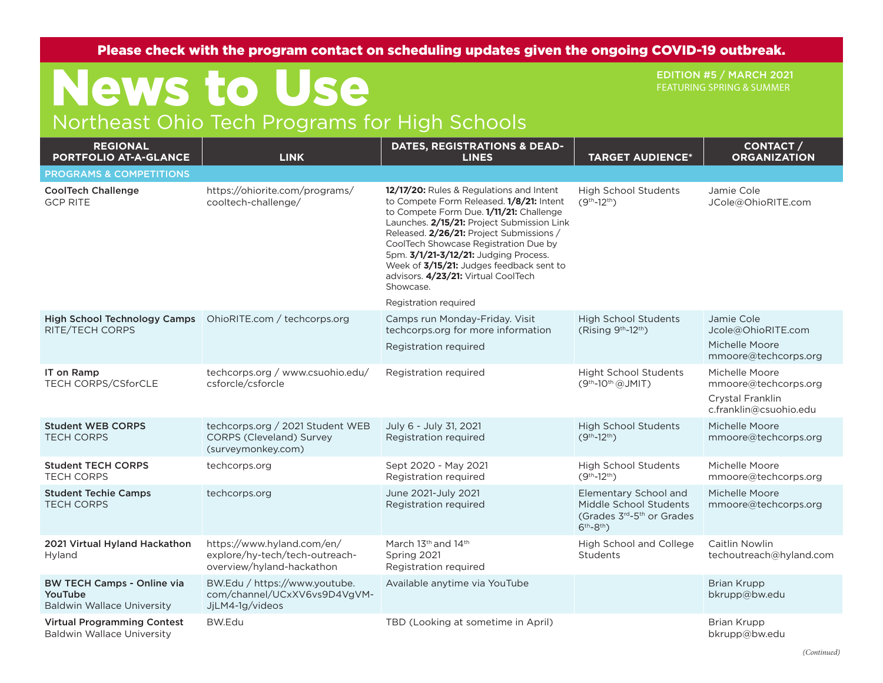**Please check with the program contact on scheduling updates given the ongoing COVID-19 outbreak.**

# News to Use

## Northeast Ohio Tech Programs for High Schools

**EDITION #5 / MARCH 2021**
FEATURING SPRING & SUMMER

| REGIONAL PORTFOLIO AT-A-GLANCE | LINK | DATES, REGISTRATIONS & DEADLINES | TARGET AUDIENCE* | CONTACT / ORGANIZATION |
|---|---|---|---|---|
| **PROGRAMS & COMPETITIONS** | | | | |
| **CoolTech Challenge** GCP RITE | https://ohiorite.com/programs/cooltech-challenge/ | **12/17/20:** Rules & Regulations and Intent to Compete Form Released. **1/8/21:** Intent to Compete Form Due. **1/11/21:** Challenge Launches. **2/15/21:** Project Submission Link Released. **2/26/21:** Project Submissions / CoolTech Showcase Registration Due by 5pm. **3/1/21-3/12/21:** Judging Process. Week of **3/15/21:** Judges feedback sent to advisors. **4/23/21:** Virtual CoolTech Showcase. Registration required | High School Students (9th-12th) | Jamie Cole JCole@OhioRITE.com |
| **High School Technology Camps** RITE/TECH CORPS | OhioRITE.com / techcorps.org | Camps run Monday-Friday. Visit techcorps.org for more information. Registration required | High School Students (Rising 9th-12th) | Jamie Cole Jcole@OhioRITE.com; Michelle Moore mmoore@techcorps.org |
| **IT on Ramp** TECH CORPS/CSforCLE | techcorps.org / www.csuohio.edu/csforce/csforce | Registration required | Hight School Students (9th-10th @JMIT) | Michelle Moore mmoore@techcorps.org; Crystal Franklin c.franklin@csuohio.edu |
| **Student WEB CORPS** TECH CORPS | techcorps.org / 2021 Student WEB CORPS (Cleveland) Survey (surveymonkey.com) | July 6 - July 31, 2021 Registration required | High School Students (9th-12th) | Michelle Moore mmoore@techcorps.org |
| **Student TECH CORPS** TECH CORPS | techcorps.org | Sept 2020 - May 2021 Registration required | High School Students (9th-12th) | Michelle Moore mmoore@techcorps.org |
| **Student Techie Camps** TECH CORPS | techcorps.org | June 2021-July 2021 Registration required | Elementary School and Middle School Students (Grades 3rd-5th or Grades 6th-8th) | Michelle Moore mmoore@techcorps.org |
| **2021 Virtual Hyland Hackathon** Hyland | https://www.hyland.com/en/explore/hy-tech/tech-outreach-overview/hyland-hackathon | March 13th and 14th Spring 2021 Registration required | High School and College Students | Caitlin Nowlin techoutreach@hyland.com |
| **BW TECH Camps - Online via YouTube** Baldwin Wallace University | BW.Edu / https://www.youtube.com/channel/UCxXV6vs9D4VgVM-JjLM4-1g/videos | Available anytime via YouTube | | Brian Krupp bkrupp@bw.edu |
| **Virtual Programming Contest** Baldwin Wallace University | BW.Edu | TBD (Looking at sometime in April) | | Brian Krupp bkrupp@bw.edu |

*(Continued)*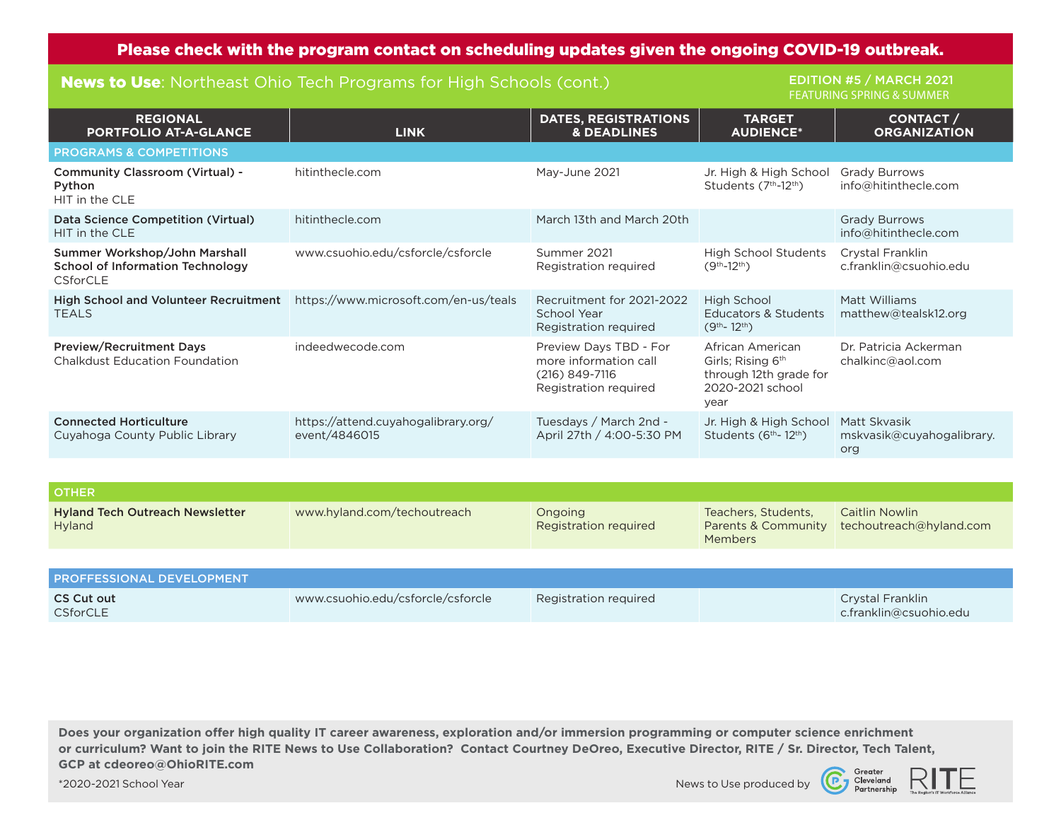**Please check with the program contact on scheduling updates given the ongoing COVID-19 outbreak.**

## News to Use: Northeast Ohio Tech Programs for High Schools (cont.)

**EDITION #5 / MARCH 2021**
FEATURING SPRING & SUMMER

| REGIONAL PORTFOLIO AT-A-GLANCE | LINK | DATES, REGISTRATIONS & DEADLINES | TARGET AUDIENCE* | CONTACT / ORGANIZATION |
|---|---|---|---|---|
| **PROGRAMS & COMPETITIONS** | | | | |
| **Community Classroom (Virtual) - Python** HIT in the CLE | hitinthecle.com | May-June 2021 | Jr. High & High School Students (7th-12th) | Grady Burrows info@hitinthecle.com |
| **Data Science Competition (Virtual)** HIT in the CLE | hitinthecle.com | March 13th and March 20th | | Grady Burrows info@hitinthecle.com |
| **Summer Workshop/John Marshall School of Information Technology** CSforCLE | www.csuohio.edu/csforcle/csforcle | Summer 2021 Registration required | High School Students (9th-12th) | Crystal Franklin c.franklin@csuohio.edu |
| **High School and Volunteer Recruitment** TEALS | https://www.microsoft.com/en-us/teals | Recruitment for 2021-2022 School Year Registration required | High School Educators & Students (9th- 12th) | Matt Williams matthew@tealsk12.org |
| **Preview/Recruitment Days** Chalkdust Education Foundation | indeedwecode.com | Preview Days TBD - For more information call (216) 849-7116 Registration required | African American Girls; Rising 6th through 12th grade for 2020-2021 school year | Dr. Patricia Ackerman chalkinc@aol.com |
| **Connected Horticulture** Cuyahoga County Public Library | https://attend.cuyahogalibrary.org/event/4846015 | Tuesdays / March 2nd - April 27th / 4:00-5:30 PM | Jr. High & High School Students (6th- 12th) | Matt Skvasik mskvasik@cuyahogalibrary.org |
| **OTHER** | | | | |
| **Hyland Tech Outreach Newsletter** Hyland | www.hyland.com/techoutreach | Ongoing Registration required | Teachers, Students, Parents & Community Members | Caitlin Nowlin techoutreach@hyland.com |
| **PROFFESSIONAL DEVELOPMENT** | | | | |
| **CS Cut out** CSforCLE | www.csuohio.edu/csforcle/csforcle | Registration required | | Crystal Franklin c.franklin@csuohio.edu |

**Does your organization offer high quality IT career awareness, exploration and/or immersion programming or computer science enrichment or curriculum? Want to join the RITE News to Use Collaboration? Contact Courtney DeOreo, Executive Director, RITE / Sr. Director, Tech Talent, GCP at cdeoreo@OhioRITE.com**

*2020-2021 School Year

News to Use produced by Greater Cleveland Partnership, RITE The Region's IT Workforce Alliance